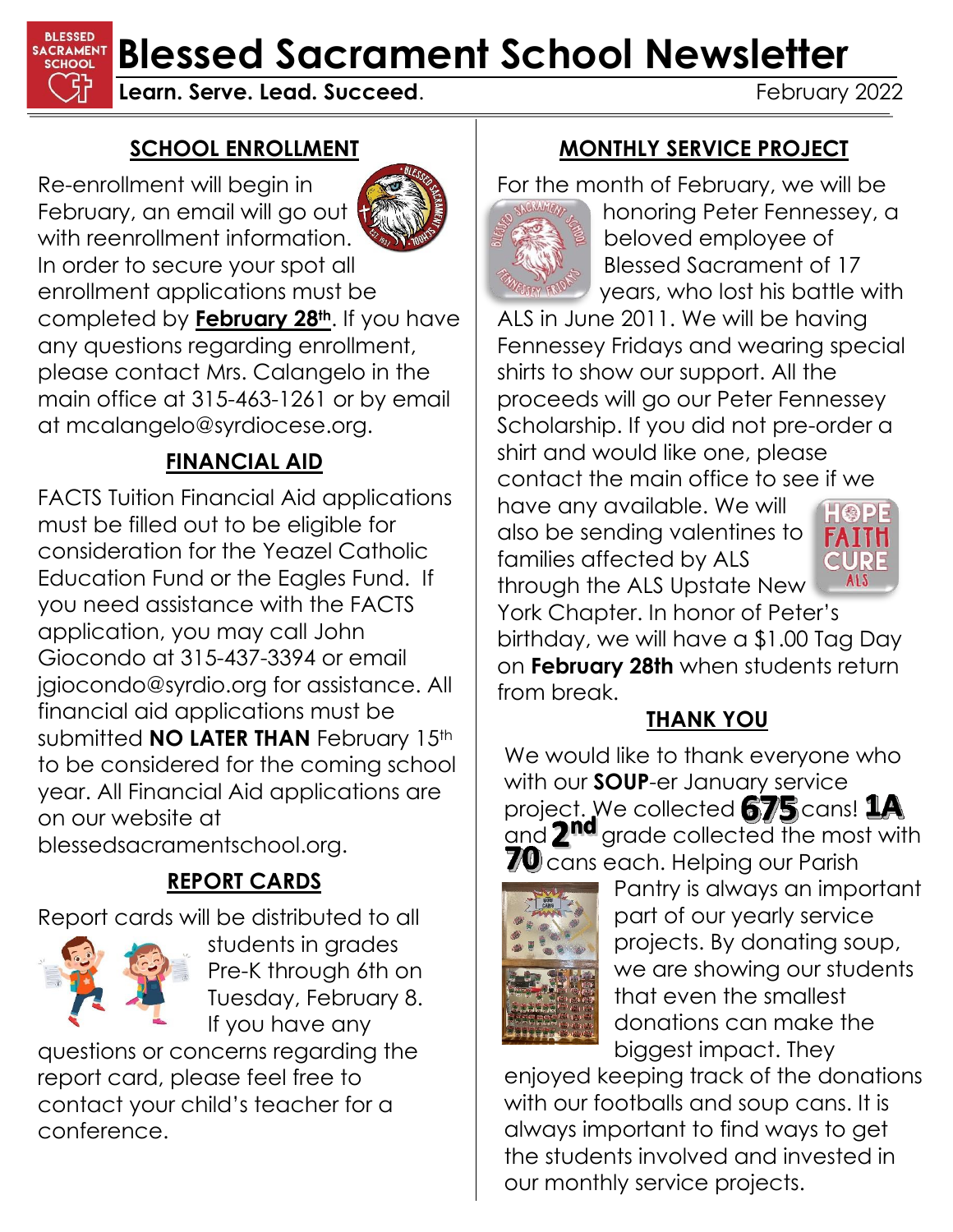# Blessed Sacrament School Newsletter

**Learn. Serve. Lead. Succeed.** February 2022

## SCHOOL ENROLLMENT

Re-enrollment will begin in February, an email will go out with reenrollment information. In order to secure your spot all enrollment applications must be completed by **February 28th**. If you have any questions regarding enrollment, please contact Mrs. Calangelo in the main office at 315-463-1261 or by email at mcalangelo@syrdiocese.org.

## FINANCIAL AID

FACTS Tuition Financial Aid applications must be filled out to be eligible for consideration for the Yeazel Catholic Education Fund or the Eagles Fund. If you need assistance with the FACTS application, you may call John Giocondo at 315-437-3394 or email jgiocondo@syrdio.org for assistance. All financial aid applications must be submitted **NO LATER THAN** February 15th to be considered for the coming school year. All Financial Aid applications are on our website at blessedsacramentschool.org.

## REPORT CARDS

Report cards will be distributed to all students in grades Pre-K through 6th on Tuesday, February 8. If you have any questions or concerns regarding the report card, please feel free to contact your child's teacher for a conference.

## MONTHLY SERVICE PROJECT

For the month of February, we will be honoring Peter Fennessey, a beloved employee of Blessed Sacrament of 17 years, who lost his battle with ALS in June 2011. We will be having Fennessey Fridays and wearing special shirts to show our support. All the proceeds will go our Peter Fennessey Scholarship. If you did not pre-order a shirt and would like one, please contact the main office to see if we have any available. We will also be sending valentines to families affected by ALS through the ALS Upstate New York Chapter. In honor of Peter's birthday, we will have a $1.00 Tag Day on **February 28th** when students return from break.

## THANK YOU

We would like to thank everyone who with our **SOUP**-er January service project. We collected **675** cans! **1A** and **2nd** grade collected the most with **70** cans each. Helping our Parish Pantry is always an important part of our yearly service projects. By donating soup, we are showing our students that even the smallest donations can make the biggest impact. They enjoyed keeping track of the donations with our footballs and soup cans. It is always important to find ways to get the students involved and invested in our monthly service projects.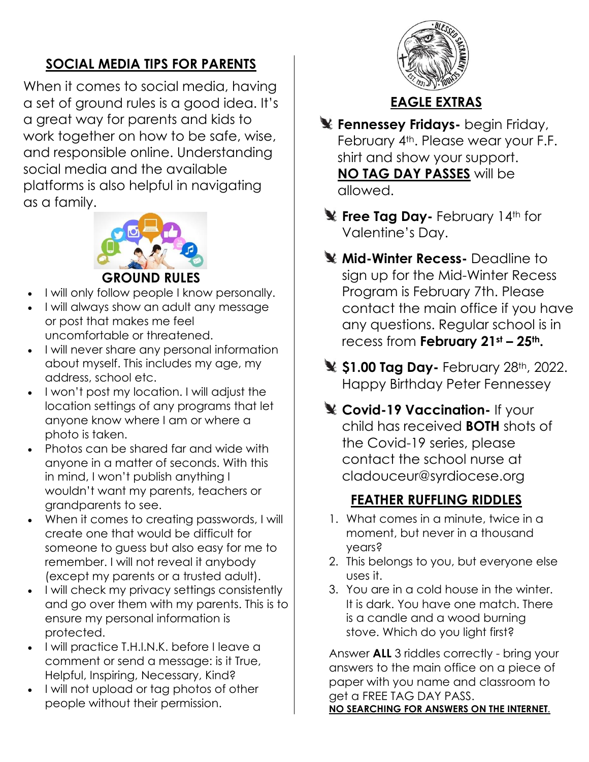## SOCIAL MEDIA TIPS FOR PARENTS

When it comes to social media, having a set of ground rules is a good idea. It's a great way for parents and kids to work together on how to be safe, wise, and responsible online. Understanding social media and the available platforms is also helpful in navigating as a family.

### GROUND RULES

- I will only follow people I know personally.
- I will always show an adult any message or post that makes me feel uncomfortable or threatened.
- I will never share any personal information about myself. This includes my age, my address, school etc.
- I won't post my location. I will adjust the location settings of any programs that let anyone know where I am or where a photo is taken.
- Photos can be shared far and wide with anyone in a matter of seconds. With this in mind, I won't publish anything I wouldn't want my parents, teachers or grandparents to see.
- When it comes to creating passwords, I will create one that would be difficult for someone to guess but also easy for me to remember. I will not reveal it anybody (except my parents or a trusted adult).
- I will check my privacy settings consistently and go over them with my parents. This is to ensure my personal information is protected.
- I will practice T.H.I.N.K. before I leave a comment or send a message: is it True, Helpful, Inspiring, Necessary, Kind?
- I will not upload or tag photos of other people without their permission.

## EAGLE EXTRAS

- **Fennessey Fridays-** begin Friday, February 4th. Please wear your F.F. shirt and show your support. **NO TAG DAY PASSES** will be allowed.
- **Free Tag Day-** February 14th for Valentine's Day.
- **Mid-Winter Recess-** Deadline to sign up for the Mid-Winter Recess Program is February 7th. Please contact the main office if you have any questions. Regular school is in recess from **February 21st – 25th.**
- **$1.00 Tag Day-** February 28th, 2022. Happy Birthday Peter Fennessey
- **Covid-19 Vaccination-** If your child has received **BOTH** shots of the Covid-19 series, please contact the school nurse at cladouceur@syrdiocese.org

## FEATHER RUFFLING RIDDLES

1. What comes in a minute, twice in a moment, but never in a thousand years?
2. This belongs to you, but everyone else uses it.
3. You are in a cold house in the winter. It is dark. You have one match. There is a candle and a wood burning stove. Which do you light first?

Answer **ALL** 3 riddles correctly - bring your answers to the main office on a piece of paper with you name and classroom to get a FREE TAG DAY PASS.

**NO SEARCHING FOR ANSWERS ON THE INTERNET.**